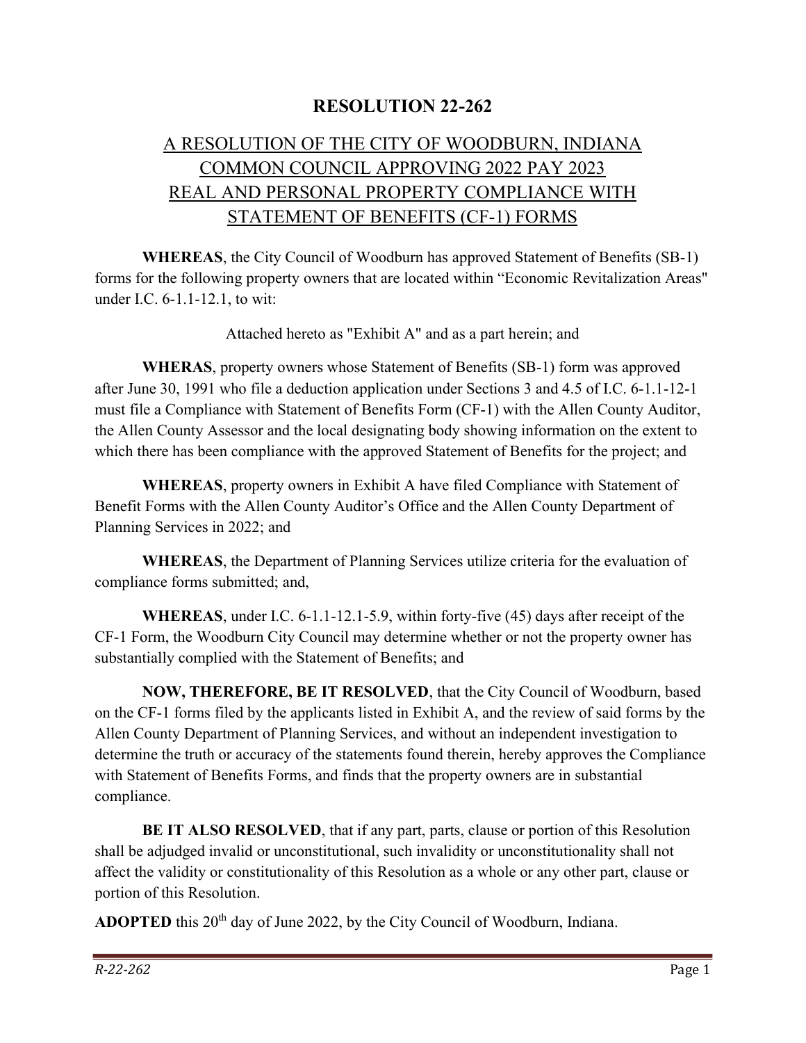# RESOLUTION 22-262

## A RESOLUTION OF THE CITY OF WOODBURN, INDIANA COMMON COUNCIL APPROVING 2022 PAY 2023 REAL AND PERSONAL PROPERTY COMPLIANCE WITH STATEMENT OF BENEFITS (CF-1) FORMS

**WHEREAS**, the City Council of Woodburn has approved Statement of Benefits (SB-1) forms for the following property owners that are located within "Economic Revitalization Areas" under I.C. 6-1.1-12.1, to wit:

Attached hereto as "Exhibit A" and as a part herein; and

**WHERAS**, property owners whose Statement of Benefits (SB-1) form was approved after June 30, 1991 who file a deduction application under Sections 3 and 4.5 of I.C. 6-1.1-12-1 must file a Compliance with Statement of Benefits Form (CF-1) with the Allen County Auditor, the Allen County Assessor and the local designating body showing information on the extent to which there has been compliance with the approved Statement of Benefits for the project; and

**WHEREAS**, property owners in Exhibit A have filed Compliance with Statement of Benefit Forms with the Allen County Auditor's Office and the Allen County Department of Planning Services in 2022; and

**WHEREAS**, the Department of Planning Services utilize criteria for the evaluation of compliance forms submitted; and,

**WHEREAS**, under I.C. 6-1.1-12.1-5.9, within forty-five (45) days after receipt of the CF-1 Form, the Woodburn City Council may determine whether or not the property owner has substantially complied with the Statement of Benefits; and

**NOW, THEREFORE, BE IT RESOLVED**, that the City Council of Woodburn, based on the CF-1 forms filed by the applicants listed in Exhibit A, and the review of said forms by the Allen County Department of Planning Services, and without an independent investigation to determine the truth or accuracy of the statements found therein, hereby approves the Compliance with Statement of Benefits Forms, and finds that the property owners are in substantial compliance.

**BE IT ALSO RESOLVED**, that if any part, parts, clause or portion of this Resolution shall be adjudged invalid or unconstitutional, such invalidity or unconstitutionality shall not affect the validity or constitutionality of this Resolution as a whole or any other part, clause or portion of this Resolution.

**ADOPTED** this 20th day of June 2022, by the City Council of Woodburn, Indiana.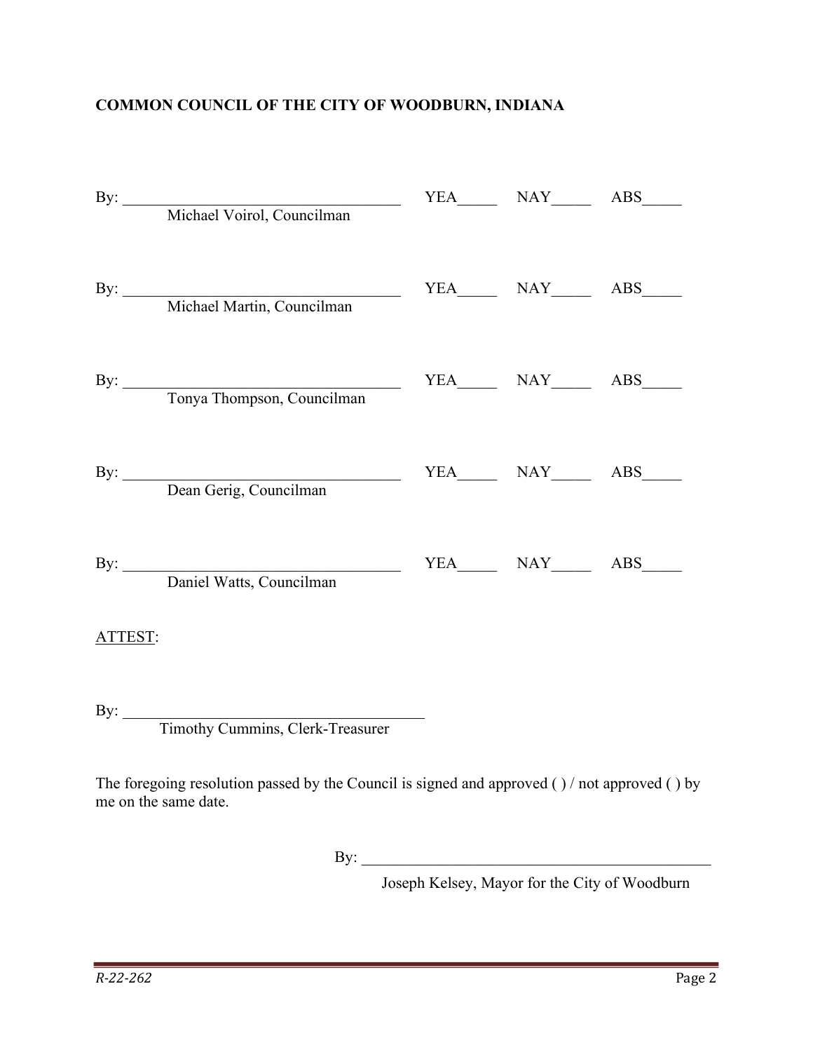**COMMON COUNCIL OF THE CITY OF WOODBURN, INDIANA**

By: ___________________________________ YEA_____ NAY_____ ABS_____
Michael Voirol, Councilman

By: ___________________________________ YEA_____ NAY_____ ABS_____
Michael Martin, Councilman

By: ___________________________________ YEA_____ NAY_____ ABS_____
Tonya Thompson, Councilman

By: ___________________________________ YEA_____ NAY_____ ABS_____
Dean Gerig, Councilman

By: ___________________________________ YEA_____ NAY_____ ABS_____
Daniel Watts, Councilman

ATTEST:

By: _______________________________________
Timothy Cummins, Clerk-Treasurer

The foregoing resolution passed by the Council is signed and approved ( ) / not approved ( ) by me on the same date.

By: ____________________________________________
Joseph Kelsey, Mayor for the City of Woodburn

*R-22-262*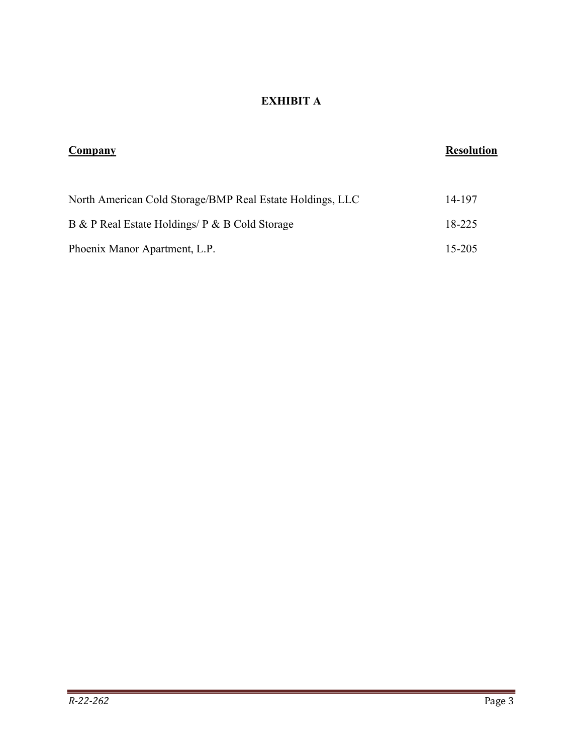# EXHIBIT A

| Company | Resolution |
|---|---|
| North American Cold Storage/BMP Real Estate Holdings, LLC | 14-197 |
| B & P Real Estate Holdings/ P & B Cold Storage | 18-225 |
| Phoenix Manor Apartment, L.P. | 15-205 |